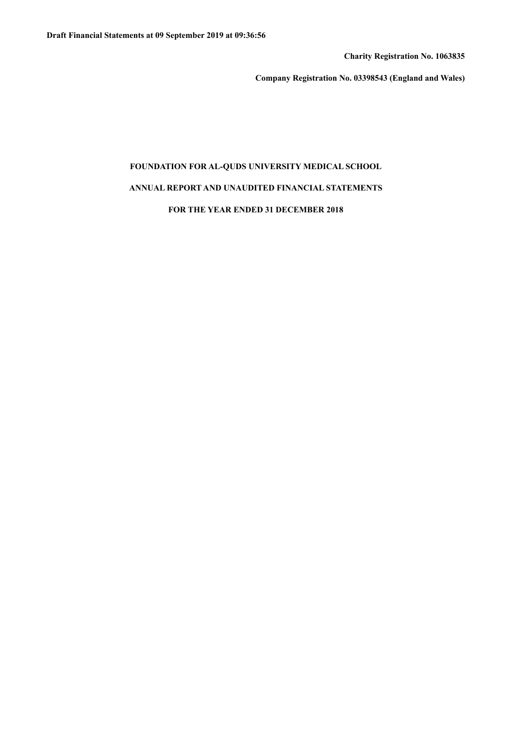**Draft Financial Statements at 09 September 2019 at 09:36:56**

**Charity Registration No. 1063835**

**Company Registration No. 03398543 (England and Wales)**

# FOUNDATION FOR AL-QUDS UNIVERSITY MEDICAL SCHOOL

## ANNUAL REPORT AND UNAUDITED FINANCIAL STATEMENTS

## FOR THE YEAR ENDED 31 DECEMBER 2018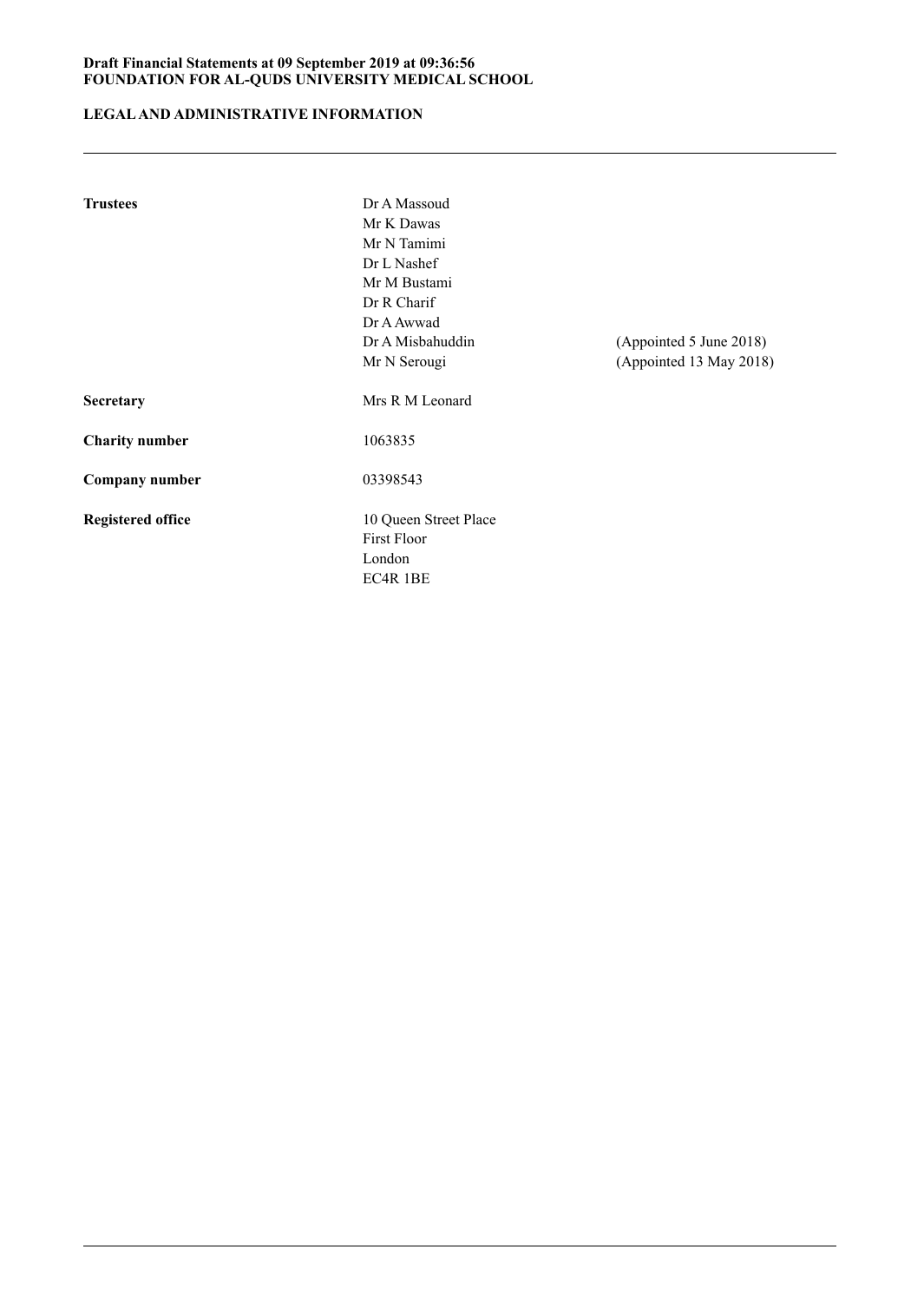## LEGAL AND ADMINISTRATIVE INFORMATION

| | | |
|---|---|---|
| **Trustees** | Dr A Massoud | |
| | Mr K Dawas | |
| | Mr N Tamimi | |
| | Dr L Nashef | |
| | Mr M Bustami | |
| | Dr R Charif | |
| | Dr A Awwad | |
| | Dr A Misbahuddin | (Appointed 5 June 2018) |
| | Mr N Serougi | (Appointed 13 May 2018) |
| **Secretary** | Mrs R M Leonard | |
| **Charity number** | 1063835 | |
| **Company number** | 03398543 | |
| **Registered office** | 10 Queen Street Place<br>First Floor<br>London<br>EC4R 1BE | |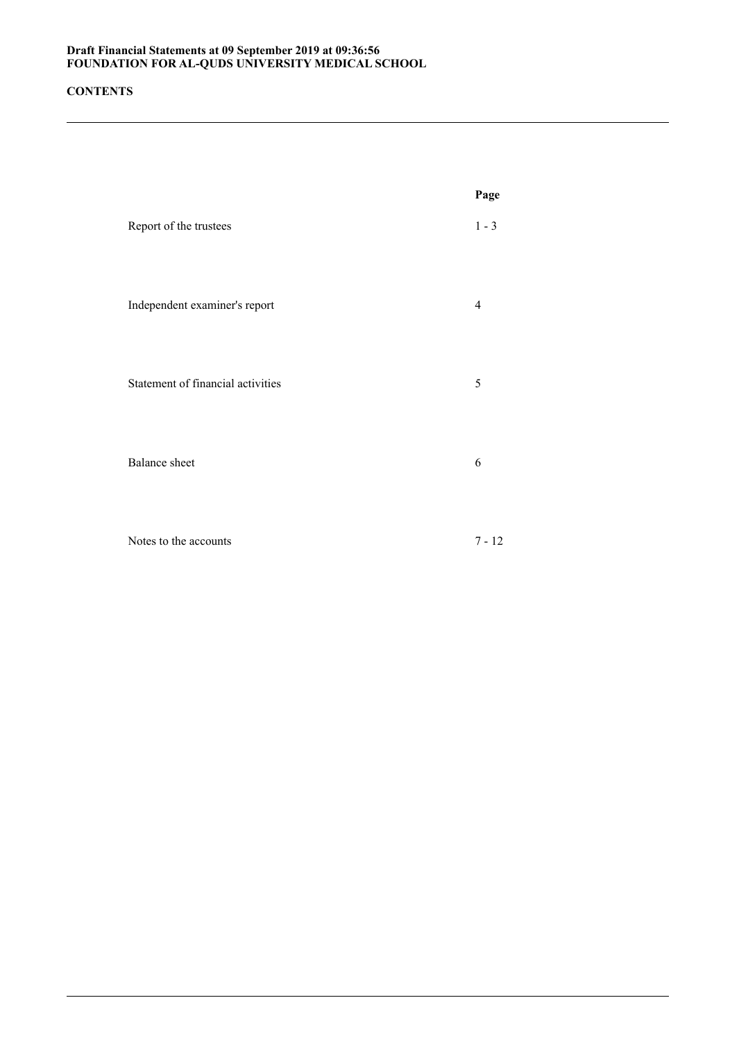**Draft Financial Statements at 09 September 2019 at 09:36:56**
**FOUNDATION FOR AL-QUDS UNIVERSITY MEDICAL SCHOOL**

## CONTENTS

| | Page |
|---|---|
| Report of the trustees | 1 - 3 |
| Independent examiner's report | 4 |
| Statement of financial activities | 5 |
| Balance sheet | 6 |
| Notes to the accounts | 7 - 12 |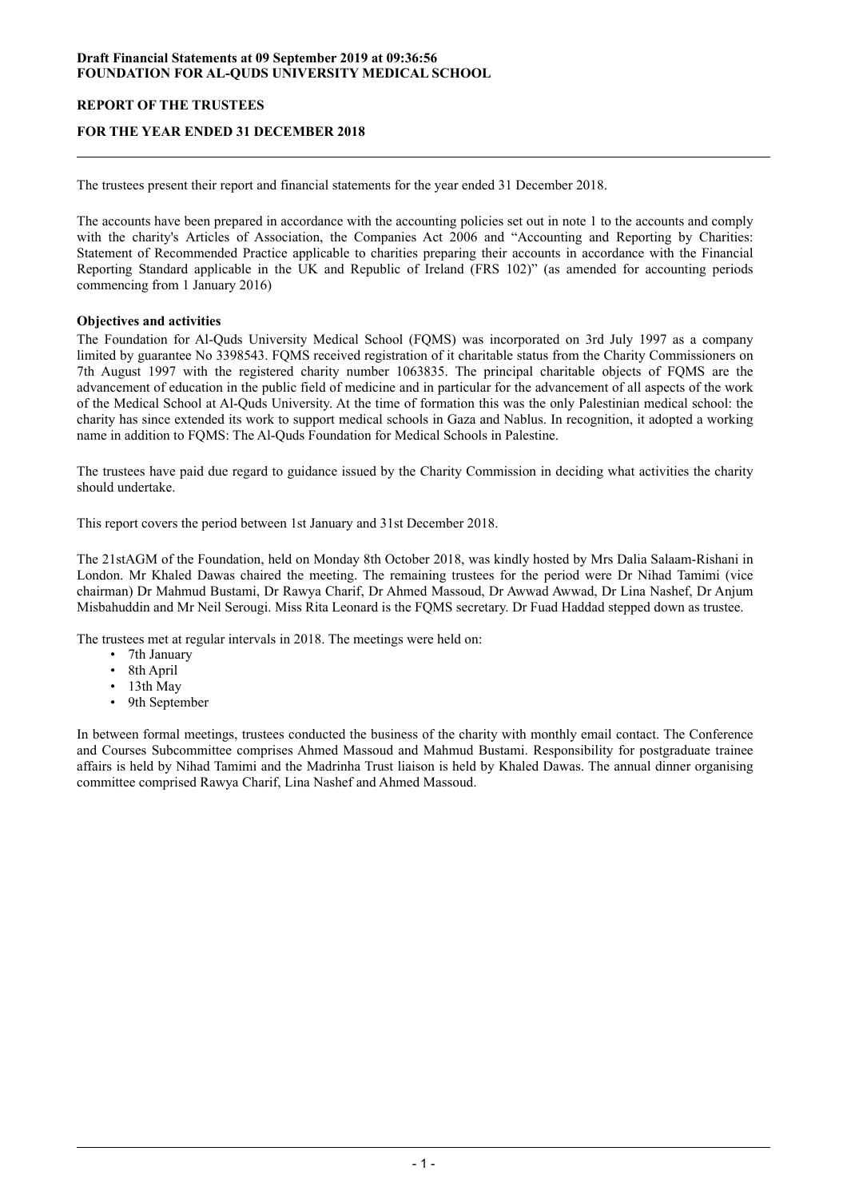**Draft Financial Statements at 09 September 2019 at 09:36:56**
**FOUNDATION FOR AL-QUDS UNIVERSITY MEDICAL SCHOOL**

## REPORT OF THE TRUSTEES

## FOR THE YEAR ENDED 31 DECEMBER 2018

The trustees present their report and financial statements for the year ended 31 December 2018.

The accounts have been prepared in accordance with the accounting policies set out in note 1 to the accounts and comply with the charity's Articles of Association, the Companies Act 2006 and "Accounting and Reporting by Charities: Statement of Recommended Practice applicable to charities preparing their accounts in accordance with the Financial Reporting Standard applicable in the UK and Republic of Ireland (FRS 102)" (as amended for accounting periods commencing from 1 January 2016)

### Objectives and activities

The Foundation for Al-Quds University Medical School (FQMS) was incorporated on 3rd July 1997 as a company limited by guarantee No 3398543. FQMS received registration of it charitable status from the Charity Commissioners on 7th August 1997 with the registered charity number 1063835. The principal charitable objects of FQMS are the advancement of education in the public field of medicine and in particular for the advancement of all aspects of the work of the Medical School at Al-Quds University. At the time of formation this was the only Palestinian medical school: the charity has since extended its work to support medical schools in Gaza and Nablus. In recognition, it adopted a working name in addition to FQMS: The Al-Quds Foundation for Medical Schools in Palestine.

The trustees have paid due regard to guidance issued by the Charity Commission in deciding what activities the charity should undertake.

This report covers the period between 1st January and 31st December 2018.

The 21stAGM of the Foundation, held on Monday 8th October 2018, was kindly hosted by Mrs Dalia Salaam-Rishani in London. Mr Khaled Dawas chaired the meeting. The remaining trustees for the period were Dr Nihad Tamimi (vice chairman) Dr Mahmud Bustami, Dr Rawya Charif, Dr Ahmed Massoud, Dr Awwad Awwad, Dr Lina Nashef, Dr Anjum Misbahuddin and Mr Neil Serougi. Miss Rita Leonard is the FQMS secretary. Dr Fuad Haddad stepped down as trustee.

The trustees met at regular intervals in 2018. The meetings were held on:

- 7th January
- 8th April
- 13th May
- 9th September

In between formal meetings, trustees conducted the business of the charity with monthly email contact. The Conference and Courses Subcommittee comprises Ahmed Massoud and Mahmud Bustami. Responsibility for postgraduate trainee affairs is held by Nihad Tamimi and the Madrinha Trust liaison is held by Khaled Dawas. The annual dinner organising committee comprised Rawya Charif, Lina Nashef and Ahmed Massoud.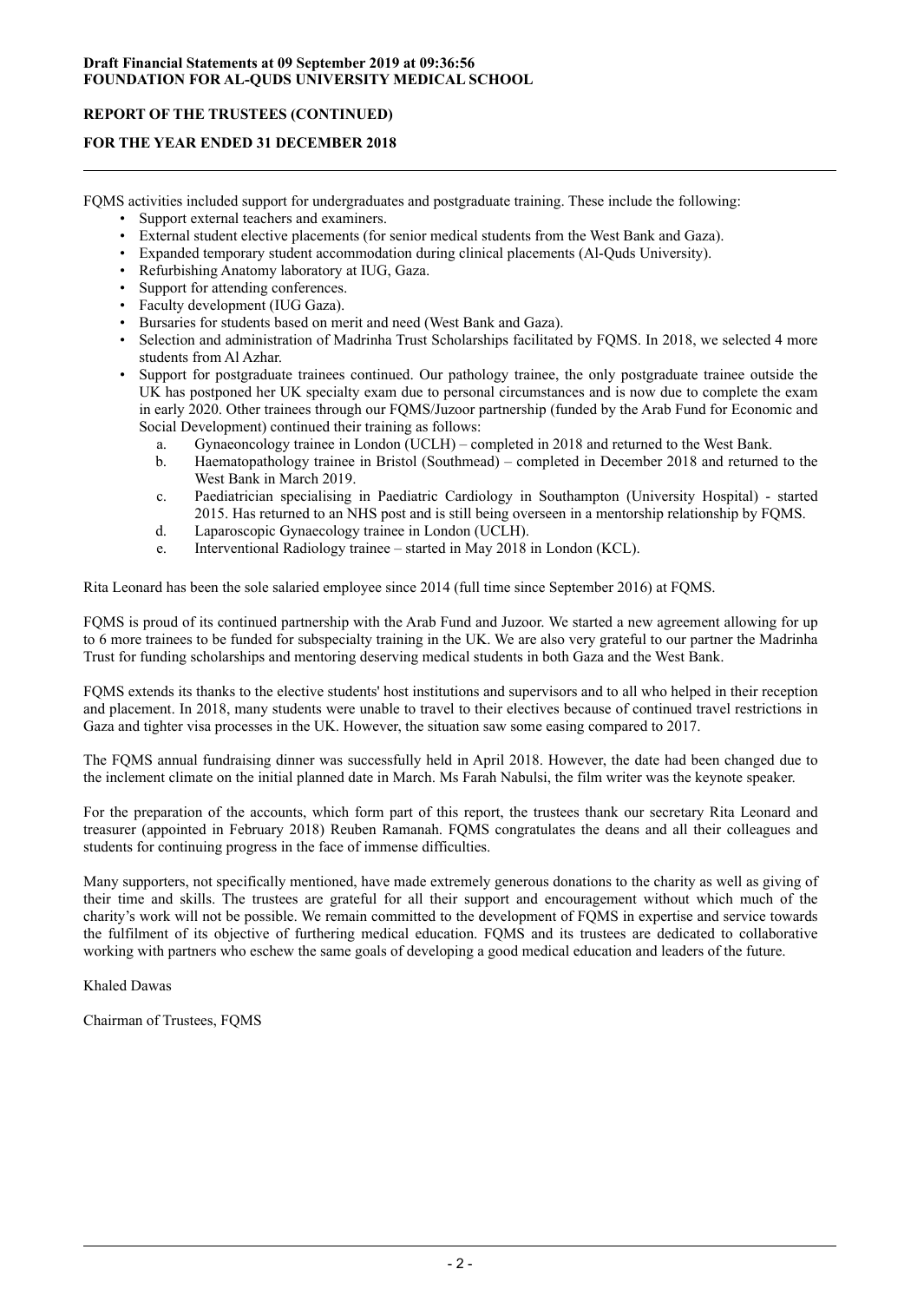FQMS activities included support for undergraduates and postgraduate training. These include the following:

- Support external teachers and examiners.
- External student elective placements (for senior medical students from the West Bank and Gaza).
- Expanded temporary student accommodation during clinical placements (Al-Quds University).
- Refurbishing Anatomy laboratory at IUG, Gaza.
- Support for attending conferences.
- Faculty development (IUG Gaza).
- Bursaries for students based on merit and need (West Bank and Gaza).
- Selection and administration of Madrinha Trust Scholarships facilitated by FQMS. In 2018, we selected 4 more students from Al Azhar.
- Support for postgraduate trainees continued. Our pathology trainee, the only postgraduate trainee outside the UK has postponed her UK specialty exam due to personal circumstances and is now due to complete the exam in early 2020. Other trainees through our FQMS/Juzoor partnership (funded by the Arab Fund for Economic and Social Development) continued their training as follows:
    a. Gynaeoncology trainee in London (UCLH) – completed in 2018 and returned to the West Bank.
    b. Haematopathology trainee in Bristol (Southmead) – completed in December 2018 and returned to the West Bank in March 2019.
    c. Paediatrician specialising in Paediatric Cardiology in Southampton (University Hospital) - started 2015. Has returned to an NHS post and is still being overseen in a mentorship relationship by FQMS.
    d. Laparoscopic Gynaecology trainee in London (UCLH).
    e. Interventional Radiology trainee – started in May 2018 in London (KCL).

Rita Leonard has been the sole salaried employee since 2014 (full time since September 2016) at FQMS.

FQMS is proud of its continued partnership with the Arab Fund and Juzoor. We started a new agreement allowing for up to 6 more trainees to be funded for subspecialty training in the UK. We are also very grateful to our partner the Madrinha Trust for funding scholarships and mentoring deserving medical students in both Gaza and the West Bank.

FQMS extends its thanks to the elective students' host institutions and supervisors and to all who helped in their reception and placement. In 2018, many students were unable to travel to their electives because of continued travel restrictions in Gaza and tighter visa processes in the UK. However, the situation saw some easing compared to 2017.

The FQMS annual fundraising dinner was successfully held in April 2018. However, the date had been changed due to the inclement climate on the initial planned date in March. Ms Farah Nabulsi, the film writer was the keynote speaker.

For the preparation of the accounts, which form part of this report, the trustees thank our secretary Rita Leonard and treasurer (appointed in February 2018) Reuben Ramanah. FQMS congratulates the deans and all their colleagues and students for continuing progress in the face of immense difficulties.

Many supporters, not specifically mentioned, have made extremely generous donations to the charity as well as giving of their time and skills. The trustees are grateful for all their support and encouragement without which much of the charity's work will not be possible. We remain committed to the development of FQMS in expertise and service towards the fulfilment of its objective of furthering medical education. FQMS and its trustees are dedicated to collaborative working with partners who eschew the same goals of developing a good medical education and leaders of the future.

Khaled Dawas

Chairman of Trustees, FQMS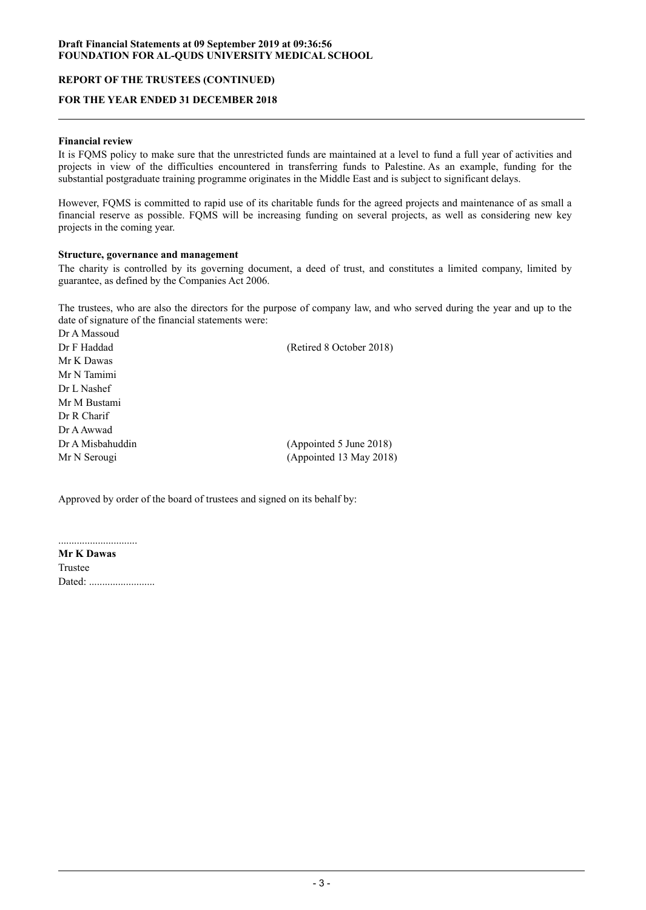**Financial review**

It is FQMS policy to make sure that the unrestricted funds are maintained at a level to fund a full year of activities and projects in view of the difficulties encountered in transferring funds to Palestine. As an example, funding for the substantial postgraduate training programme originates in the Middle East and is subject to significant delays.

However, FQMS is committed to rapid use of its charitable funds for the agreed projects and maintenance of as small a financial reserve as possible. FQMS will be increasing funding on several projects, as well as considering new key projects in the coming year.

**Structure, governance and management**

The charity is controlled by its governing document, a deed of trust, and constitutes a limited company, limited by guarantee, as defined by the Companies Act 2006.

The trustees, who are also the directors for the purpose of company law, and who served during the year and up to the date of signature of the financial statements were:

| | |
|---|---|
| Dr A Massoud | |
| Dr F Haddad | (Retired 8 October 2018) |
| Mr K Dawas | |
| Mr N Tamimi | |
| Dr L Nashef | |
| Mr M Bustami | |
| Dr R Charif | |
| Dr A Awwad | |
| Dr A Misbahuddin | (Appointed 5 June 2018) |
| Mr N Serougi | (Appointed 13 May 2018) |

Approved by order of the board of trustees and signed on its behalf by:

..............................

**Mr K Dawas**

Trustee

Dated: .........................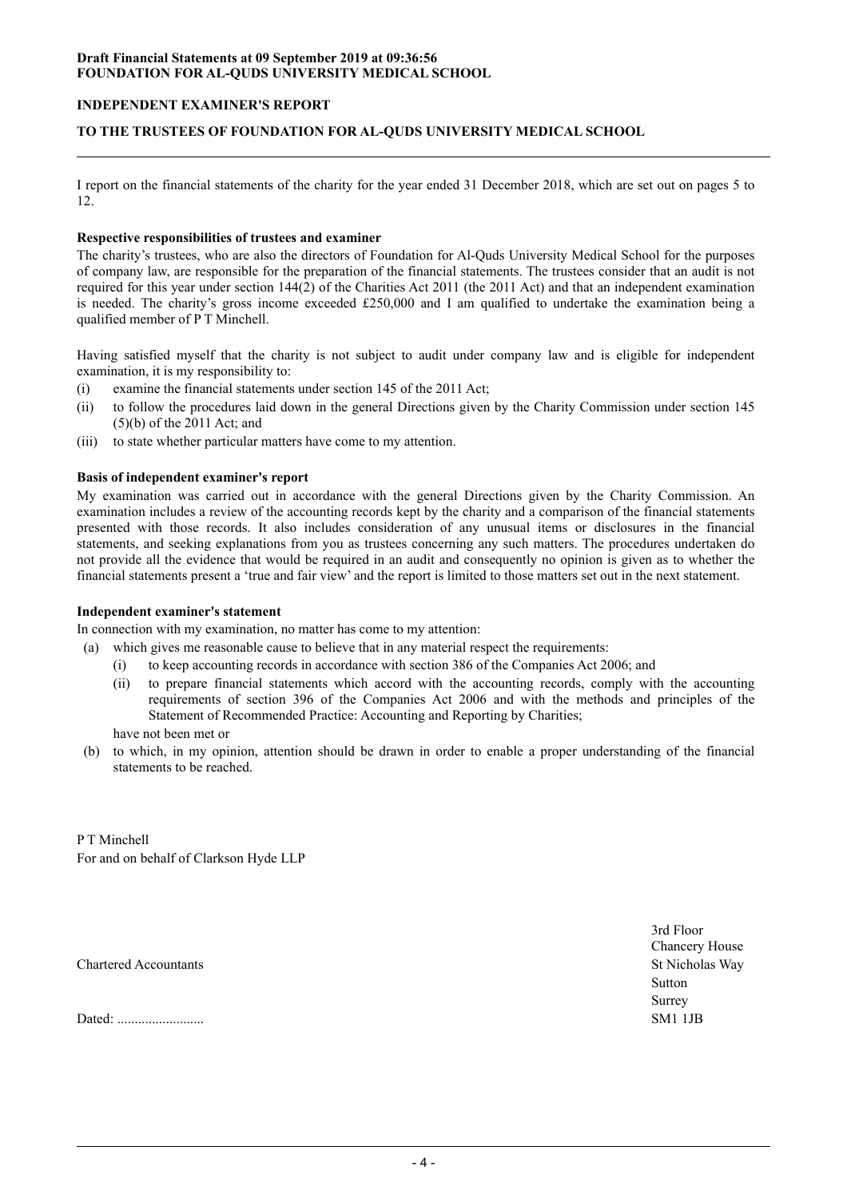# INDEPENDENT EXAMINER'S REPORT

## TO THE TRUSTEES OF FOUNDATION FOR AL-QUDS UNIVERSITY MEDICAL SCHOOL

I report on the financial statements of the charity for the year ended 31 December 2018, which are set out on pages 5 to 12.

**Respective responsibilities of trustees and examiner**

The charity's trustees, who are also the directors of Foundation for Al-Quds University Medical School for the purposes of company law, are responsible for the preparation of the financial statements. The trustees consider that an audit is not required for this year under section 144(2) of the Charities Act 2011 (the 2011 Act) and that an independent examination is needed. The charity's gross income exceeded £250,000 and I am qualified to undertake the examination being a qualified member of P T Minchell.

Having satisfied myself that the charity is not subject to audit under company law and is eligible for independent examination, it is my responsibility to:

(i) examine the financial statements under section 145 of the 2011 Act;

(ii) to follow the procedures laid down in the general Directions given by the Charity Commission under section 145 (5)(b) of the 2011 Act; and

(iii) to state whether particular matters have come to my attention.

**Basis of independent examiner's report**

My examination was carried out in accordance with the general Directions given by the Charity Commission. An examination includes a review of the accounting records kept by the charity and a comparison of the financial statements presented with those records. It also includes consideration of any unusual items or disclosures in the financial statements, and seeking explanations from you as trustees concerning any such matters. The procedures undertaken do not provide all the evidence that would be required in an audit and consequently no opinion is given as to whether the financial statements present a 'true and fair view' and the report is limited to those matters set out in the next statement.

**Independent examiner's statement**

In connection with my examination, no matter has come to my attention:

(a) which gives me reasonable cause to believe that in any material respect the requirements:

  (i) to keep accounting records in accordance with section 386 of the Companies Act 2006; and

  (ii) to prepare financial statements which accord with the accounting records, comply with the accounting requirements of section 396 of the Companies Act 2006 and with the methods and principles of the Statement of Recommended Practice: Accounting and Reporting by Charities;

  have not been met or

(b) to which, in my opinion, attention should be drawn in order to enable a proper understanding of the financial statements to be reached.

P T Minchell
For and on behalf of Clarkson Hyde LLP

Chartered Accountants

Dated: .........................

3rd Floor
Chancery House
St Nicholas Way
Sutton
Surrey
SM1 1JB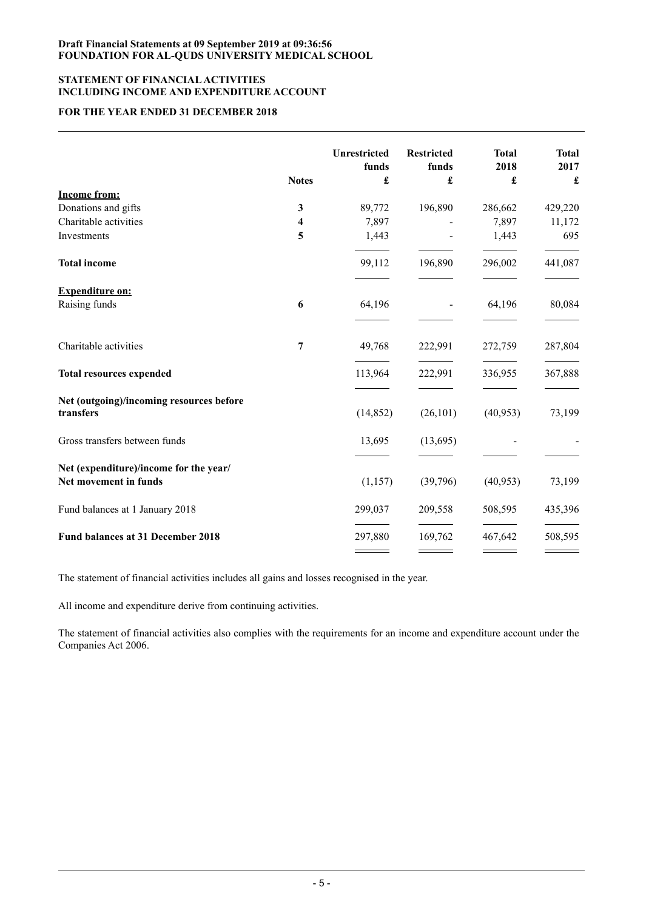**Draft Financial Statements at 09 September 2019 at 09:36:56**
**FOUNDATION FOR AL-QUDS UNIVERSITY MEDICAL SCHOOL**

## STATEMENT OF FINANCIAL ACTIVITIES INCLUDING INCOME AND EXPENDITURE ACCOUNT

### FOR THE YEAR ENDED 31 DECEMBER 2018

| | Notes | Unrestricted funds £ | Restricted funds £ | Total 2018 £ | Total 2017 £ |
|---|---|---|---|---|---|
| **Income from:** | | | | | |
| Donations and gifts | 3 | 89,772 | 196,890 | 286,662 | 429,220 |
| Charitable activities | 4 | 7,897 | - | 7,897 | 11,172 |
| Investments | 5 | 1,443 | - | 1,443 | 695 |
| **Total income** | | 99,112 | 196,890 | 296,002 | 441,087 |
| **Expenditure on:** | | | | | |
| Raising funds | 6 | 64,196 | - | 64,196 | 80,084 |
| Charitable activities | 7 | 49,768 | 222,991 | 272,759 | 287,804 |
| **Total resources expended** | | 113,964 | 222,991 | 336,955 | 367,888 |
| **Net (outgoing)/incoming resources before transfers** | | (14,852) | (26,101) | (40,953) | 73,199 |
| Gross transfers between funds | | 13,695 | (13,695) | - | - |
| **Net (expenditure)/income for the year/ Net movement in funds** | | (1,157) | (39,796) | (40,953) | 73,199 |
| Fund balances at 1 January 2018 | | 299,037 | 209,558 | 508,595 | 435,396 |
| **Fund balances at 31 December 2018** | | 297,880 | 169,762 | 467,642 | 508,595 |

The statement of financial activities includes all gains and losses recognised in the year.

All income and expenditure derive from continuing activities.

The statement of financial activities also complies with the requirements for an income and expenditure account under the Companies Act 2006.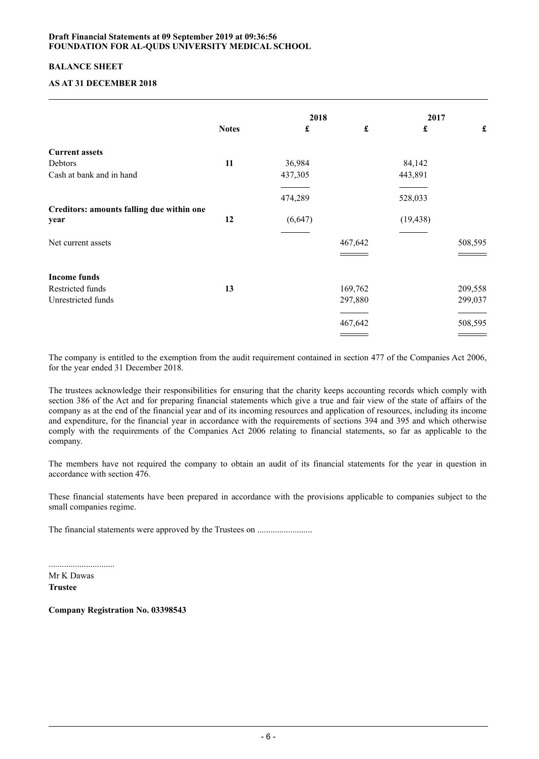**Draft Financial Statements at 09 September 2019 at 09:36:56**
**FOUNDATION FOR AL-QUDS UNIVERSITY MEDICAL SCHOOL**

## BALANCE SHEET

### AS AT 31 DECEMBER 2018

| | Notes | 2018 £ | 2018 £ | 2017 £ | 2017 £ |
|---|---|---|---|---|---|
| **Current assets** | | | | | |
| Debtors | **11** | 36,984 | | 84,142 | |
| Cash at bank and in hand | | 437,305 | | 443,891 | |
| | | 474,289 | | 528,033 | |
| **Creditors: amounts falling due within one year** | **12** | (6,647) | | (19,438) | |
| Net current assets | | | 467,642 | | 508,595 |
| **Income funds** | | | | | |
| Restricted funds | **13** | | 169,762 | | 209,558 |
| Unrestricted funds | | | 297,880 | | 299,037 |
| | | | 467,642 | | 508,595 |

The company is entitled to the exemption from the audit requirement contained in section 477 of the Companies Act 2006, for the year ended 31 December 2018.

The trustees acknowledge their responsibilities for ensuring that the charity keeps accounting records which comply with section 386 of the Act and for preparing financial statements which give a true and fair view of the state of affairs of the company as at the end of the financial year and of its incoming resources and application of resources, including its income and expenditure, for the financial year in accordance with the requirements of sections 394 and 395 and which otherwise comply with the requirements of the Companies Act 2006 relating to financial statements, so far as applicable to the company.

The members have not required the company to obtain an audit of its financial statements for the year in question in accordance with section 476.

These financial statements have been prepared in accordance with the provisions applicable to companies subject to the small companies regime.

The financial statements were approved by the Trustees on .........................

..............................
Mr K Dawas
**Trustee**

**Company Registration No. 03398543**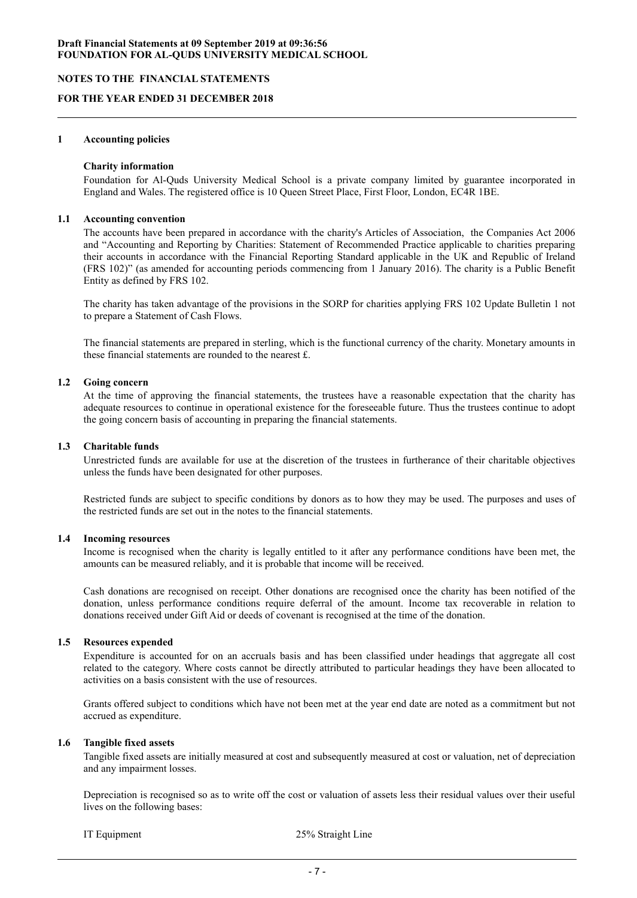**Draft Financial Statements at 09 September 2019 at 09:36:56**
**FOUNDATION FOR AL-QUDS UNIVERSITY MEDICAL SCHOOL**

**NOTES TO THE FINANCIAL STATEMENTS**

**FOR THE YEAR ENDED 31 DECEMBER 2018**

## 1 Accounting policies

### Charity information

Foundation for Al-Quds University Medical School is a private company limited by guarantee incorporated in England and Wales. The registered office is 10 Queen Street Place, First Floor, London, EC4R 1BE.

### 1.1 Accounting convention

The accounts have been prepared in accordance with the charity's Articles of Association, the Companies Act 2006 and "Accounting and Reporting by Charities: Statement of Recommended Practice applicable to charities preparing their accounts in accordance with the Financial Reporting Standard applicable in the UK and Republic of Ireland (FRS 102)" (as amended for accounting periods commencing from 1 January 2016). The charity is a Public Benefit Entity as defined by FRS 102.

The charity has taken advantage of the provisions in the SORP for charities applying FRS 102 Update Bulletin 1 not to prepare a Statement of Cash Flows.

The financial statements are prepared in sterling, which is the functional currency of the charity. Monetary amounts in these financial statements are rounded to the nearest £.

### 1.2 Going concern

At the time of approving the financial statements, the trustees have a reasonable expectation that the charity has adequate resources to continue in operational existence for the foreseeable future. Thus the trustees continue to adopt the going concern basis of accounting in preparing the financial statements.

### 1.3 Charitable funds

Unrestricted funds are available for use at the discretion of the trustees in furtherance of their charitable objectives unless the funds have been designated for other purposes.

Restricted funds are subject to specific conditions by donors as to how they may be used. The purposes and uses of the restricted funds are set out in the notes to the financial statements.

### 1.4 Incoming resources

Income is recognised when the charity is legally entitled to it after any performance conditions have been met, the amounts can be measured reliably, and it is probable that income will be received.

Cash donations are recognised on receipt. Other donations are recognised once the charity has been notified of the donation, unless performance conditions require deferral of the amount. Income tax recoverable in relation to donations received under Gift Aid or deeds of covenant is recognised at the time of the donation.

### 1.5 Resources expended

Expenditure is accounted for on an accruals basis and has been classified under headings that aggregate all cost related to the category. Where costs cannot be directly attributed to particular headings they have been allocated to activities on a basis consistent with the use of resources.

Grants offered subject to conditions which have not been met at the year end date are noted as a commitment but not accrued as expenditure.

### 1.6 Tangible fixed assets

Tangible fixed assets are initially measured at cost and subsequently measured at cost or valuation, net of depreciation and any impairment losses.

Depreciation is recognised so as to write off the cost or valuation of assets less their residual values over their useful lives on the following bases:

| | |
|---|---|
| IT Equipment | 25% Straight Line |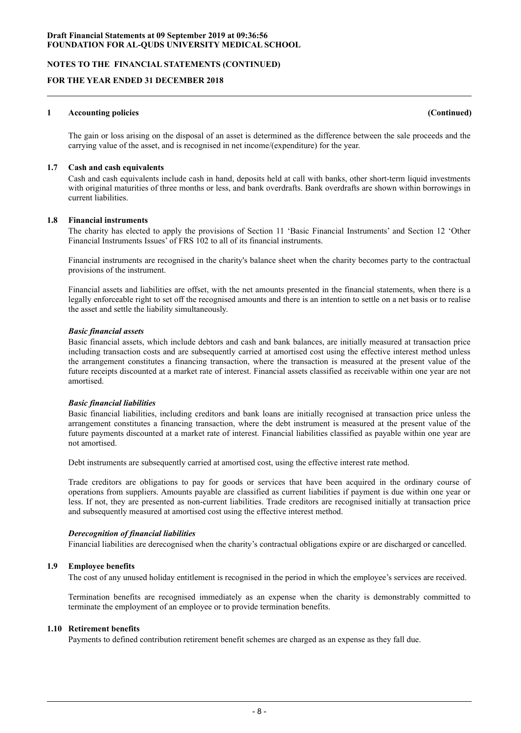## 1 Accounting policies (Continued)

The gain or loss arising on the disposal of an asset is determined as the difference between the sale proceeds and the carrying value of the asset, and is recognised in net income/(expenditure) for the year.

### 1.7 Cash and cash equivalents

Cash and cash equivalents include cash in hand, deposits held at call with banks, other short-term liquid investments with original maturities of three months or less, and bank overdrafts. Bank overdrafts are shown within borrowings in current liabilities.

### 1.8 Financial instruments

The charity has elected to apply the provisions of Section 11 'Basic Financial Instruments' and Section 12 'Other Financial Instruments Issues' of FRS 102 to all of its financial instruments.

Financial instruments are recognised in the charity's balance sheet when the charity becomes party to the contractual provisions of the instrument.

Financial assets and liabilities are offset, with the net amounts presented in the financial statements, when there is a legally enforceable right to set off the recognised amounts and there is an intention to settle on a net basis or to realise the asset and settle the liability simultaneously.

***Basic financial assets***

Basic financial assets, which include debtors and cash and bank balances, are initially measured at transaction price including transaction costs and are subsequently carried at amortised cost using the effective interest method unless the arrangement constitutes a financing transaction, where the transaction is measured at the present value of the future receipts discounted at a market rate of interest. Financial assets classified as receivable within one year are not amortised.

***Basic financial liabilities***

Basic financial liabilities, including creditors and bank loans are initially recognised at transaction price unless the arrangement constitutes a financing transaction, where the debt instrument is measured at the present value of the future payments discounted at a market rate of interest. Financial liabilities classified as payable within one year are not amortised.

Debt instruments are subsequently carried at amortised cost, using the effective interest rate method.

Trade creditors are obligations to pay for goods or services that have been acquired in the ordinary course of operations from suppliers. Amounts payable are classified as current liabilities if payment is due within one year or less. If not, they are presented as non-current liabilities. Trade creditors are recognised initially at transaction price and subsequently measured at amortised cost using the effective interest method.

***Derecognition of financial liabilities***

Financial liabilities are derecognised when the charity's contractual obligations expire or are discharged or cancelled.

### 1.9 Employee benefits

The cost of any unused holiday entitlement is recognised in the period in which the employee's services are received.

Termination benefits are recognised immediately as an expense when the charity is demonstrably committed to terminate the employment of an employee or to provide termination benefits.

### 1.10 Retirement benefits

Payments to defined contribution retirement benefit schemes are charged as an expense as they fall due.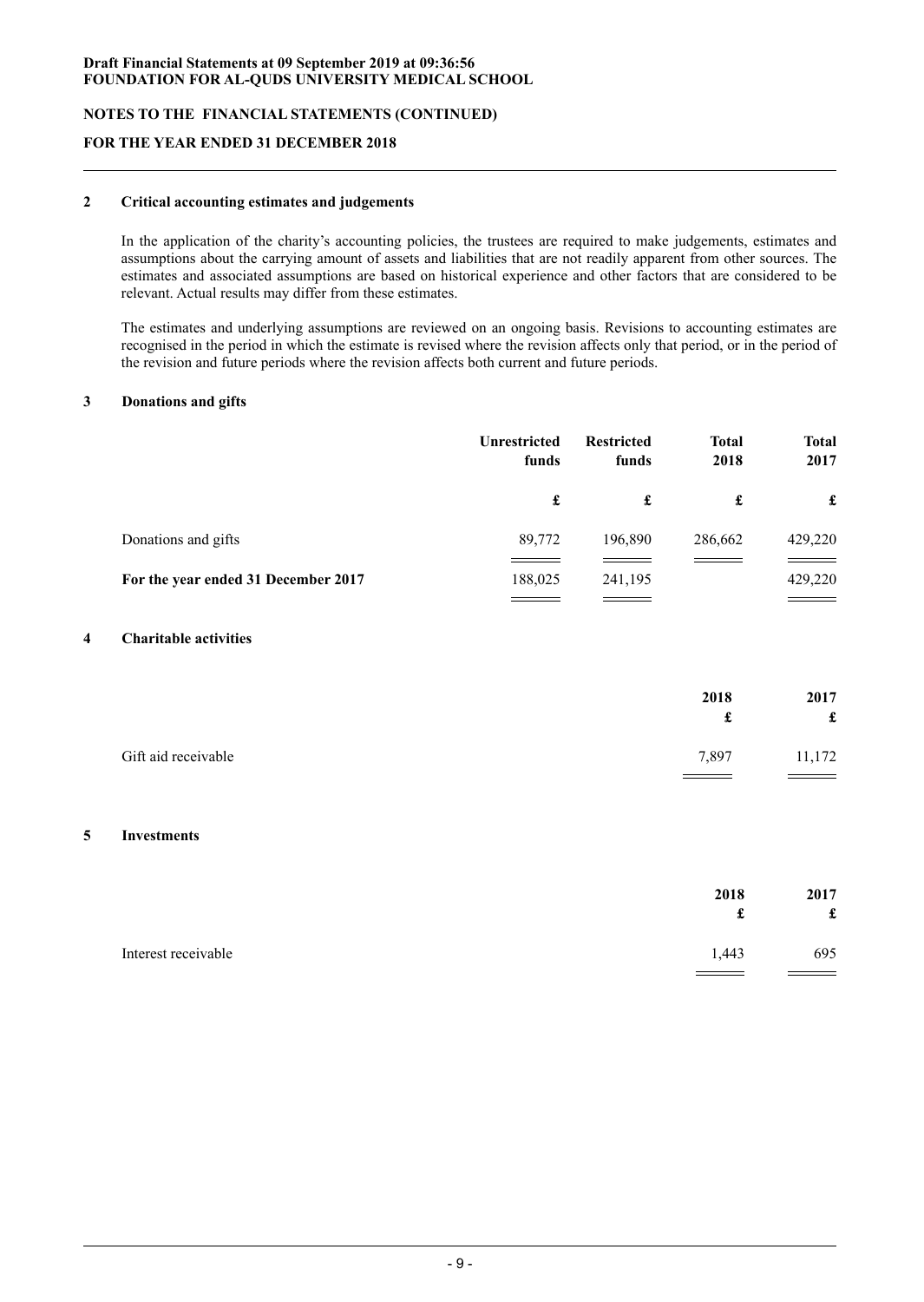**Draft Financial Statements at 09 September 2019 at 09:36:56**
**FOUNDATION FOR AL-QUDS UNIVERSITY MEDICAL SCHOOL**

**NOTES TO THE FINANCIAL STATEMENTS (CONTINUED)**

**FOR THE YEAR ENDED 31 DECEMBER 2018**

## 2 Critical accounting estimates and judgements

In the application of the charity's accounting policies, the trustees are required to make judgements, estimates and assumptions about the carrying amount of assets and liabilities that are not readily apparent from other sources. The estimates and associated assumptions are based on historical experience and other factors that are considered to be relevant. Actual results may differ from these estimates.

The estimates and underlying assumptions are reviewed on an ongoing basis. Revisions to accounting estimates are recognised in the period in which the estimate is revised where the revision affects only that period, or in the period of the revision and future periods where the revision affects both current and future periods.

## 3 Donations and gifts

| | Unrestricted funds | Restricted funds | Total 2018 | Total 2017 |
|---|---|---|---|---|
| | £ | £ | £ | £ |
| Donations and gifts | 89,772 | 196,890 | 286,662 | 429,220 |
| **For the year ended 31 December 2017** | 188,025 | 241,195 | | 429,220 |

## 4 Charitable activities

| | 2018 | 2017 |
|---|---|---|
| | £ | £ |
| Gift aid receivable | 7,897 | 11,172 |

## 5 Investments

| | 2018 | 2017 |
|---|---|---|
| | £ | £ |
| Interest receivable | 1,443 | 695 |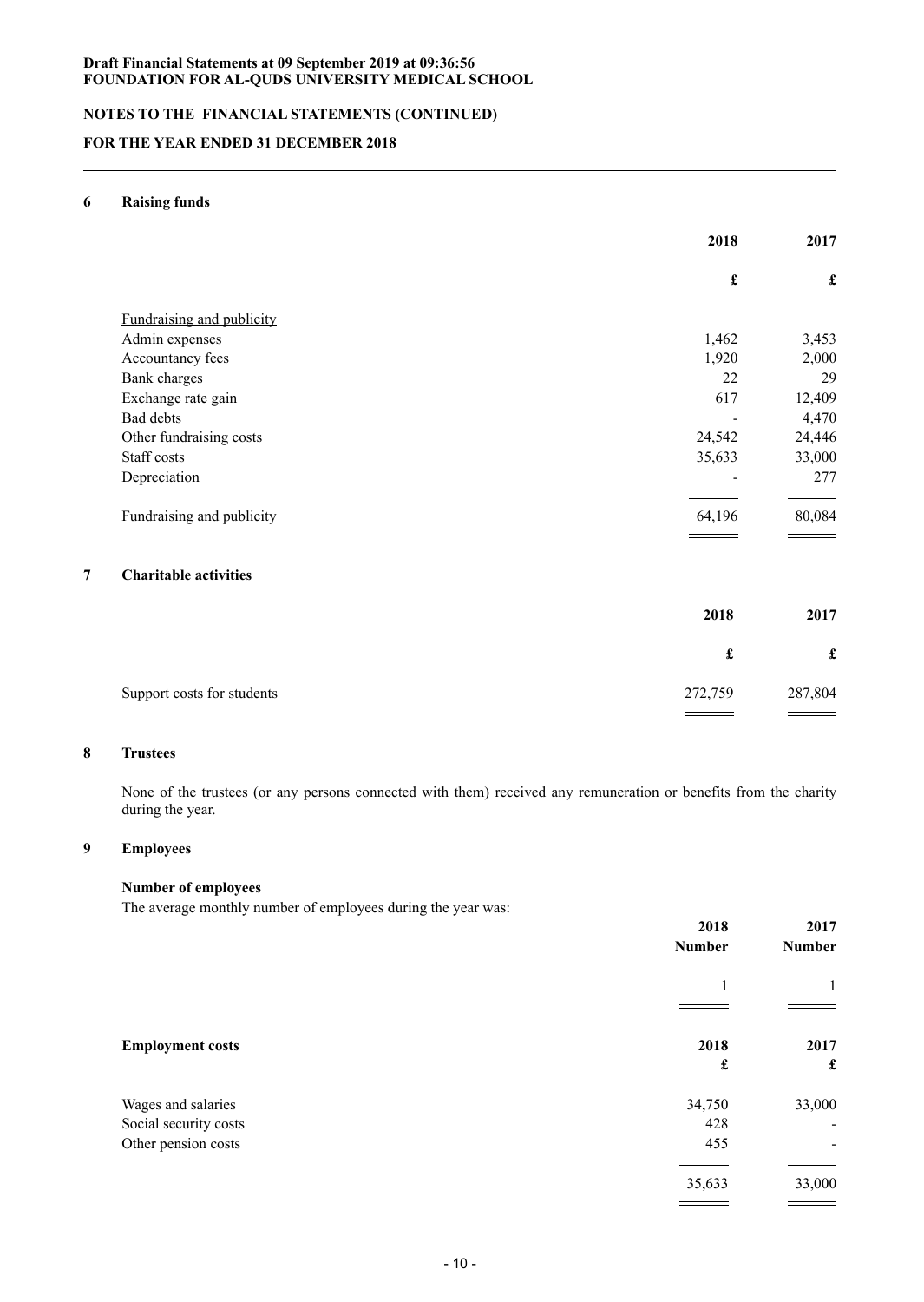**Draft Financial Statements at 09 September 2019 at 09:36:56**
**FOUNDATION FOR AL-QUDS UNIVERSITY MEDICAL SCHOOL**

**NOTES TO THE FINANCIAL STATEMENTS (CONTINUED)**

**FOR THE YEAR ENDED 31 DECEMBER 2018**

## 6 Raising funds

| | 2018 | 2017 |
|---|---|---|
| | £ | £ |
| Fundraising and publicity | | |
| Admin expenses | 1,462 | 3,453 |
| Accountancy fees | 1,920 | 2,000 |
| Bank charges | 22 | 29 |
| Exchange rate gain | 617 | 12,409 |
| Bad debts | - | 4,470 |
| Other fundraising costs | 24,542 | 24,446 |
| Staff costs | 35,633 | 33,000 |
| Depreciation | - | 277 |
| Fundraising and publicity | 64,196 | 80,084 |

## 7 Charitable activities

| | 2018 | 2017 |
|---|---|---|
| | £ | £ |
| Support costs for students | 272,759 | 287,804 |

## 8 Trustees

None of the trustees (or any persons connected with them) received any remuneration or benefits from the charity during the year.

## 9 Employees

**Number of employees**

The average monthly number of employees during the year was:

| | 2018 Number | 2017 Number |
|---|---|---|
| | 1 | 1 |

| **Employment costs** | 2018 £ | 2017 £ |
|---|---|---|
| Wages and salaries | 34,750 | 33,000 |
| Social security costs | 428 | - |
| Other pension costs | 455 | - |
| | 35,633 | 33,000 |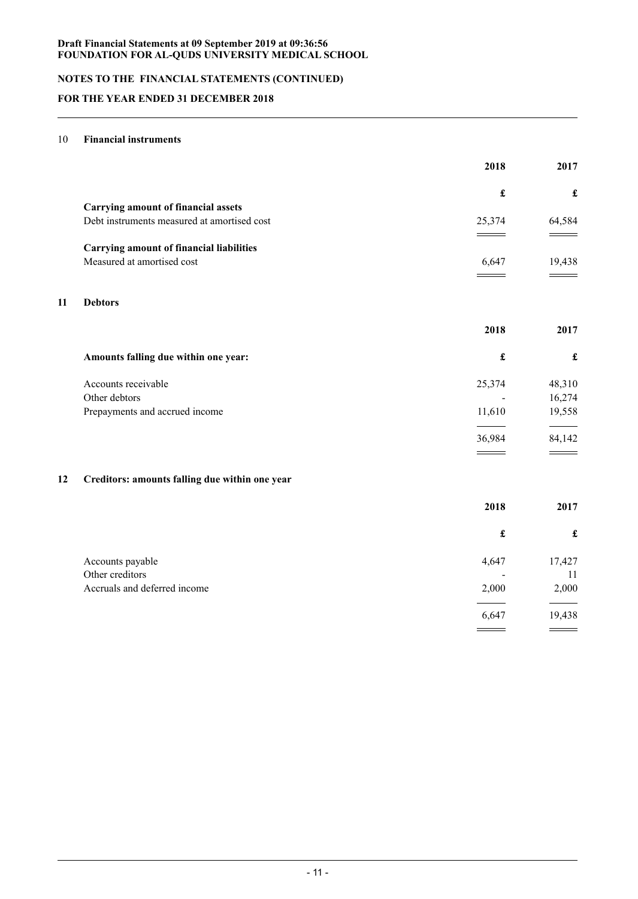**Draft Financial Statements at 09 September 2019 at 09:36:56**
**FOUNDATION FOR AL-QUDS UNIVERSITY MEDICAL SCHOOL**

**NOTES TO THE FINANCIAL STATEMENTS (CONTINUED)**

**FOR THE YEAR ENDED 31 DECEMBER 2018**

## 10 Financial instruments

| | 2018 | 2017 |
|---|---|---|
| | £ | £ |
| **Carrying amount of financial assets** | | |
| Debt instruments measured at amortised cost | 25,374 | 64,584 |
| **Carrying amount of financial liabilities** | | |
| Measured at amortised cost | 6,647 | 19,438 |

## 11 Debtors

| | 2018 | 2017 |
|---|---|---|
| **Amounts falling due within one year:** | £ | £ |
| Accounts receivable | 25,374 | 48,310 |
| Other debtors | - | 16,274 |
| Prepayments and accrued income | 11,610 | 19,558 |
| | 36,984 | 84,142 |

## 12 Creditors: amounts falling due within one year

| | 2018 | 2017 |
|---|---|---|
| | £ | £ |
| Accounts payable | 4,647 | 17,427 |
| Other creditors | - | 11 |
| Accruals and deferred income | 2,000 | 2,000 |
| | 6,647 | 19,438 |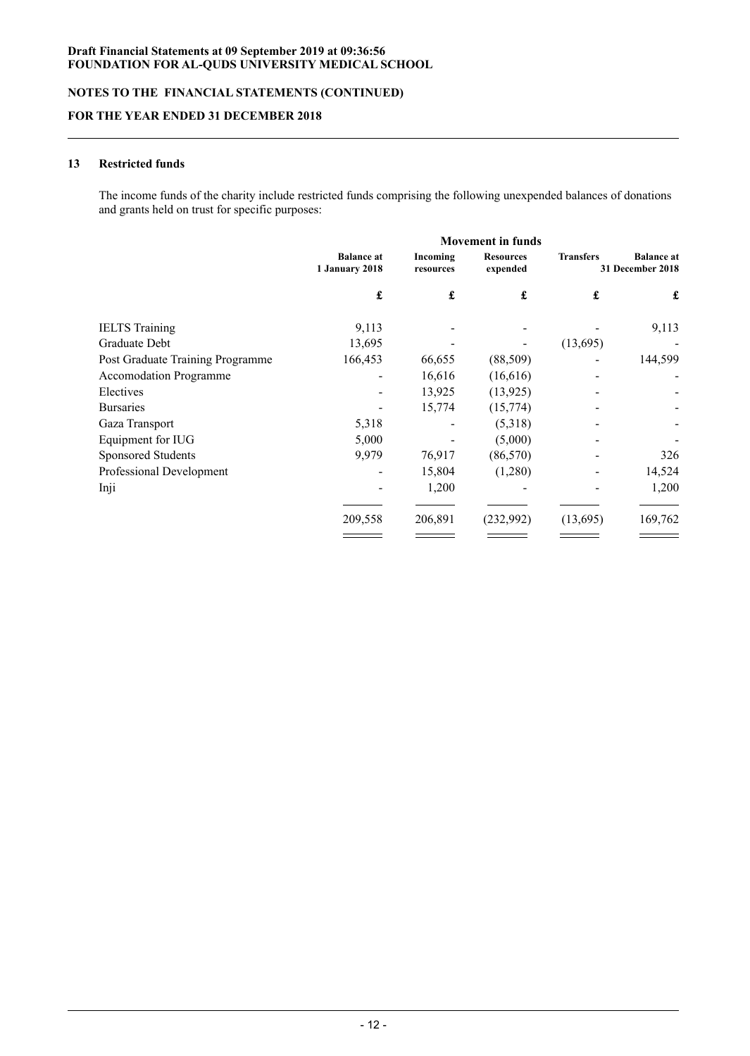**Draft Financial Statements at 09 September 2019 at 09:36:56**
**FOUNDATION FOR AL-QUDS UNIVERSITY MEDICAL SCHOOL**

**NOTES TO THE FINANCIAL STATEMENTS (CONTINUED)**

**FOR THE YEAR ENDED 31 DECEMBER 2018**

## 13 Restricted funds

The income funds of the charity include restricted funds comprising the following unexpended balances of donations and grants held on trust for specific purposes:

| | | Movement in funds | | | |
|---|---|---|---|---|---|
| | Balance at 1 January 2018 | Incoming resources | Resources expended | Transfers | Balance at 31 December 2018 |
| | £ | £ | £ | £ | £ |
| IELTS Training | 9,113 | - | - | - | 9,113 |
| Graduate Debt | 13,695 | - | - | (13,695) | - |
| Post Graduate Training Programme | 166,453 | 66,655 | (88,509) | - | 144,599 |
| Accomodation Programme | - | 16,616 | (16,616) | - | - |
| Electives | - | 13,925 | (13,925) | - | - |
| Bursaries | - | 15,774 | (15,774) | - | - |
| Gaza Transport | 5,318 | - | (5,318) | - | - |
| Equipment for IUG | 5,000 | - | (5,000) | - | - |
| Sponsored Students | 9,979 | 76,917 | (86,570) | - | 326 |
| Professional Development | - | 15,804 | (1,280) | - | 14,524 |
| Inji | - | 1,200 | - | - | 1,200 |
| | 209,558 | 206,891 | (232,992) | (13,695) | 169,762 |